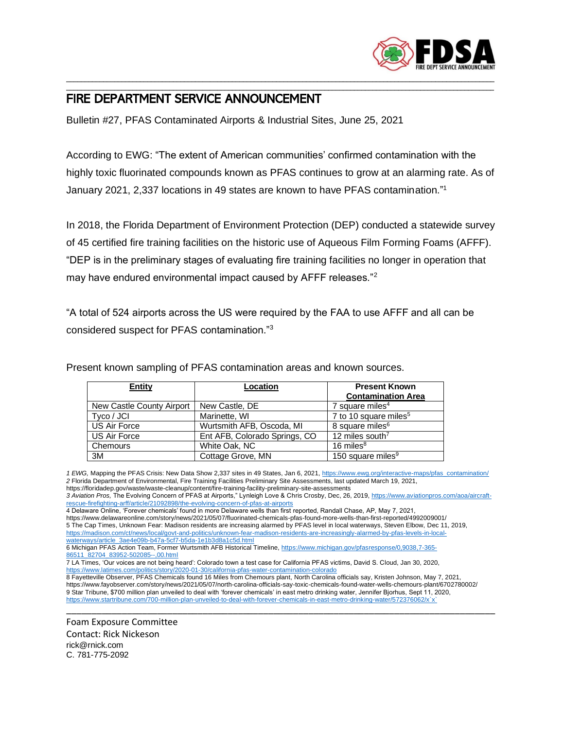# FIRE DEPARTMENT SERVICE ANNOUNCEMENT

Bulletin #27, PFAS Contaminated Airports & Industrial Sites, June 25, 2021

According to EWG: "The extent of American communities' confirmed contamination with the highly toxic fluorinated compounds known as PFAS continues to grow at an alarming rate. As of January 2021, 2,337 locations in 49 states are known to have PFAS contamination."[1]

In 2018, the Florida Department of Environment Protection (DEP) conducted a statewide survey of 45 certified fire training facilities on the historic use of Aqueous Film Forming Foams (AFFF). "DEP is in the preliminary stages of evaluating fire training facilities no longer in operation that may have endured environmental impact caused by AFFF releases."[2]

"A total of 524 airports across the US were required by the FAA to use AFFF and all can be considered suspect for PFAS contamination."[3]

Present known sampling of PFAS contamination areas and known sources.

| **Entity** | **Location** | **Present Known Contamination Area** |
|---|---|---|
| New Castle County Airport | New Castle, DE | 7 square miles[4] |
| Tyco / JCI | Marinette, WI | 7 to 10 square miles[5] |
| US Air Force | Wurtsmith AFB, Oscoda, MI | 8 square miles[6] |
| US Air Force | Ent AFB, Colorado Springs, CO | 12 miles south[7] |
| Chemours | White Oak, NC | 16 miles[8] |
| 3M | Cottage Grove, MN | 150 square miles[9] |

1 *EWG,* Mapping the PFAS Crisis: New Data Show 2,337 sites in 49 States, Jan 6, 2021, https://www.ewg.org/interactive-maps/pfas_contamination/
2 Florida Department of Environmental, Fire Training Facilities Preliminary Site Assessments, last updated March 19, 2021, https://floridadep.gov/waste/waste-cleanup/content/fire-training-facility-preliminary-site-assessments
3 *Aviation Pros,* The Evolving Concern of PFAS at Airports," Lynleigh Love & Chris Crosby, Dec, 26, 2019, https://www.aviationpros.com/aoa/aircraft-rescue-firefighting-arff/article/21092898/the-evolving-concern-of-pfas-at-airports
4 Delaware Online, 'Forever chemicals' found in more Delaware wells than first reported, Randall Chase, AP, May 7, 2021, https://www.delawareonline.com/story/news/2021/05/07/fluorinated-chemicals-pfas-found-more-wells-than-first-reported/4992009001/
5 The Cap Times, Unknown Fear: Madison residents are increasing alarmed by PFAS level in local waterways, Steven Elbow, Dec 11, 2019, https://madison.com/ct/news/local/govt-and-politics/unknown-fear-madison-residents-are-increasingly-alarmed-by-pfas-levels-in-local-waterways/article_3ae4e09b-b47a-5cf7-b5da-1e1b3d8a1c5d.html
6 Michigan PFAS Action Team, Former Wurtsmith AFB Historical Timeline, https://www.michigan.gov/pfasresponse/0,9038,7-365-86511_82704_83952-502085--,00.html
7 LA Times, 'Our voices are not being heard': Colorado town a test case for California PFAS victims, David S. Cloud, Jan 30, 2020, https://www.latimes.com/politics/story/2020-01-30/california-pfas-water-contamination-colorado
8 Fayetteville Observer, PFAS Chemicals found 16 Miles from Chemours plant, North Carolina officials say, Kristen Johnson, May 7, 2021, https://www.fayobserver.com/story/news/2021/05/07/north-carolina-officials-say-toxic-chemicals-found-water-wells-chemours-plant/6702780002/
9 Star Tribune, $700 million plan unveiled to deal with 'forever chemicals' in east metro drinking water, Jennifer Bjorhus, Sept 11, 2020, https://www.startribune.com/700-million-plan-unveiled-to-deal-with-forever-chemicals-in-east-metro-drinking-water/572376062/x`x`

Foam Exposure Committee
Contact: Rick Nickeson
rick@rnick.com
C. 781-775-2092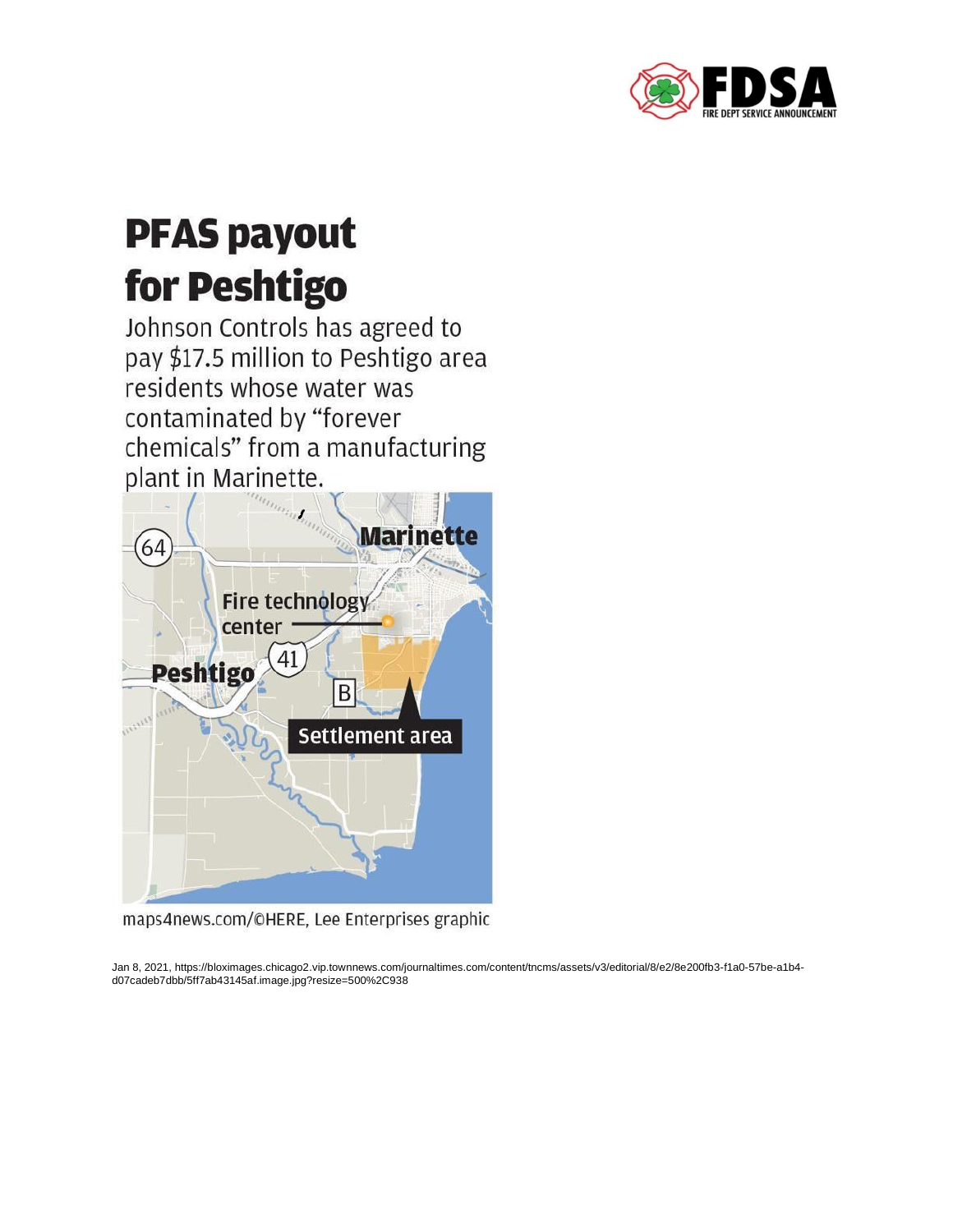# PFAS payout for Peshtigo

Johnson Controls has agreed to pay $17.5 million to Peshtigo area residents whose water was contaminated by "forever chemicals" from a manufacturing plant in Marinette.

64

Marinette

Fire technology center

41

Peshtigo

B

Settlement area

maps4news.com/©HERE, Lee Enterprises graphic

Jan 8, 2021, https://bloximages.chicago2.vip.townnews.com/journaltimes.com/content/tncms/assets/v3/editorial/8/e2/8e200fb3-f1a0-57be-a1b4-d07cadeb7dbb/5ff7ab43145af.image.jpg?resize=500%2C938